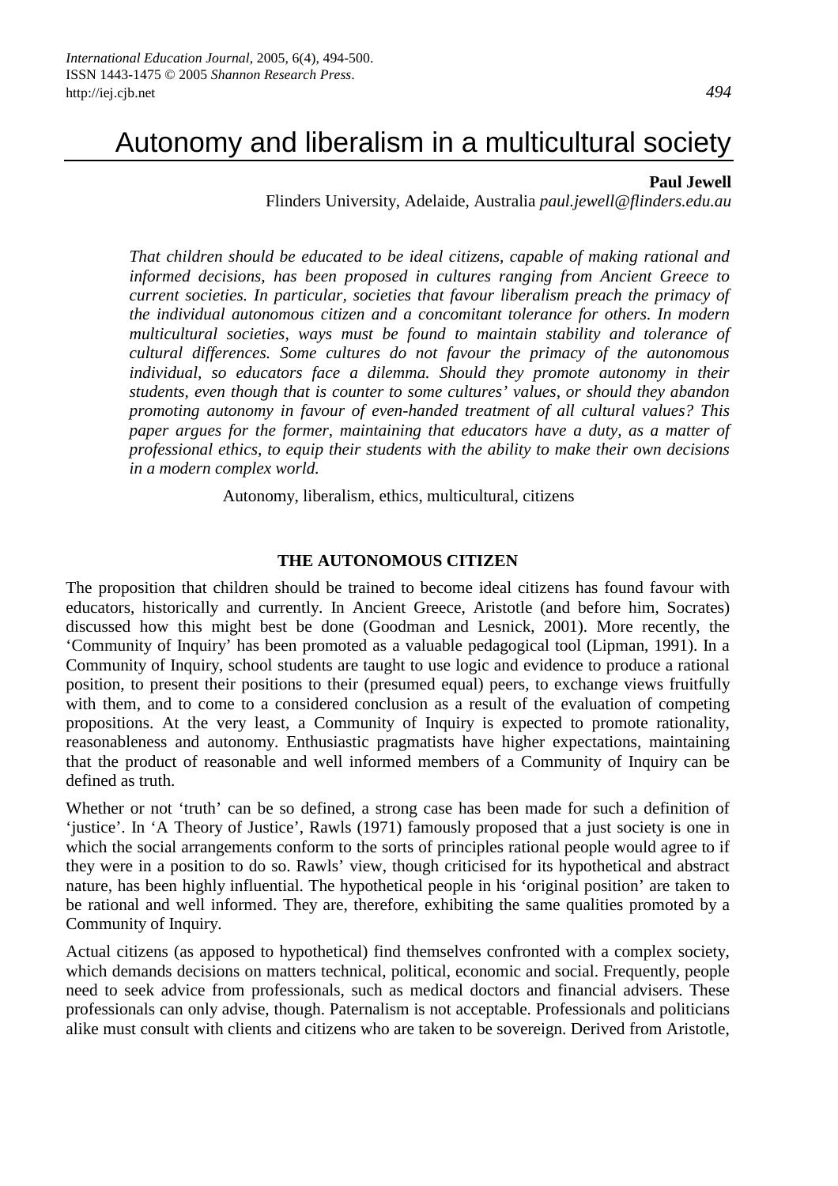# Autonomy and liberalism in a multicultural society

**Paul Jewell**
Flinders University, Adelaide, Australia *paul.jewell@flinders.edu.au*

*That children should be educated to be ideal citizens, capable of making rational and informed decisions, has been proposed in cultures ranging from Ancient Greece to current societies. In particular, societies that favour liberalism preach the primacy of the individual autonomous citizen and a concomitant tolerance for others. In modern multicultural societies, ways must be found to maintain stability and tolerance of cultural differences. Some cultures do not favour the primacy of the autonomous individual, so educators face a dilemma. Should they promote autonomy in their students, even though that is counter to some cultures' values, or should they abandon promoting autonomy in favour of even-handed treatment of all cultural values? This paper argues for the former, maintaining that educators have a duty, as a matter of professional ethics, to equip their students with the ability to make their own decisions in a modern complex world.*

Autonomy, liberalism, ethics, multicultural, citizens

## THE AUTONOMOUS CITIZEN

The proposition that children should be trained to become ideal citizens has found favour with educators, historically and currently. In Ancient Greece, Aristotle (and before him, Socrates) discussed how this might best be done (Goodman and Lesnick, 2001). More recently, the 'Community of Inquiry' has been promoted as a valuable pedagogical tool (Lipman, 1991). In a Community of Inquiry, school students are taught to use logic and evidence to produce a rational position, to present their positions to their (presumed equal) peers, to exchange views fruitfully with them, and to come to a considered conclusion as a result of the evaluation of competing propositions. At the very least, a Community of Inquiry is expected to promote rationality, reasonableness and autonomy. Enthusiastic pragmatists have higher expectations, maintaining that the product of reasonable and well informed members of a Community of Inquiry can be defined as truth.

Whether or not 'truth' can be so defined, a strong case has been made for such a definition of 'justice'. In 'A Theory of Justice', Rawls (1971) famously proposed that a just society is one in which the social arrangements conform to the sorts of principles rational people would agree to if they were in a position to do so. Rawls' view, though criticised for its hypothetical and abstract nature, has been highly influential. The hypothetical people in his 'original position' are taken to be rational and well informed. They are, therefore, exhibiting the same qualities promoted by a Community of Inquiry.

Actual citizens (as apposed to hypothetical) find themselves confronted with a complex society, which demands decisions on matters technical, political, economic and social. Frequently, people need to seek advice from professionals, such as medical doctors and financial advisers. These professionals can only advise, though. Paternalism is not acceptable. Professionals and politicians alike must consult with clients and citizens who are taken to be sovereign. Derived from Aristotle,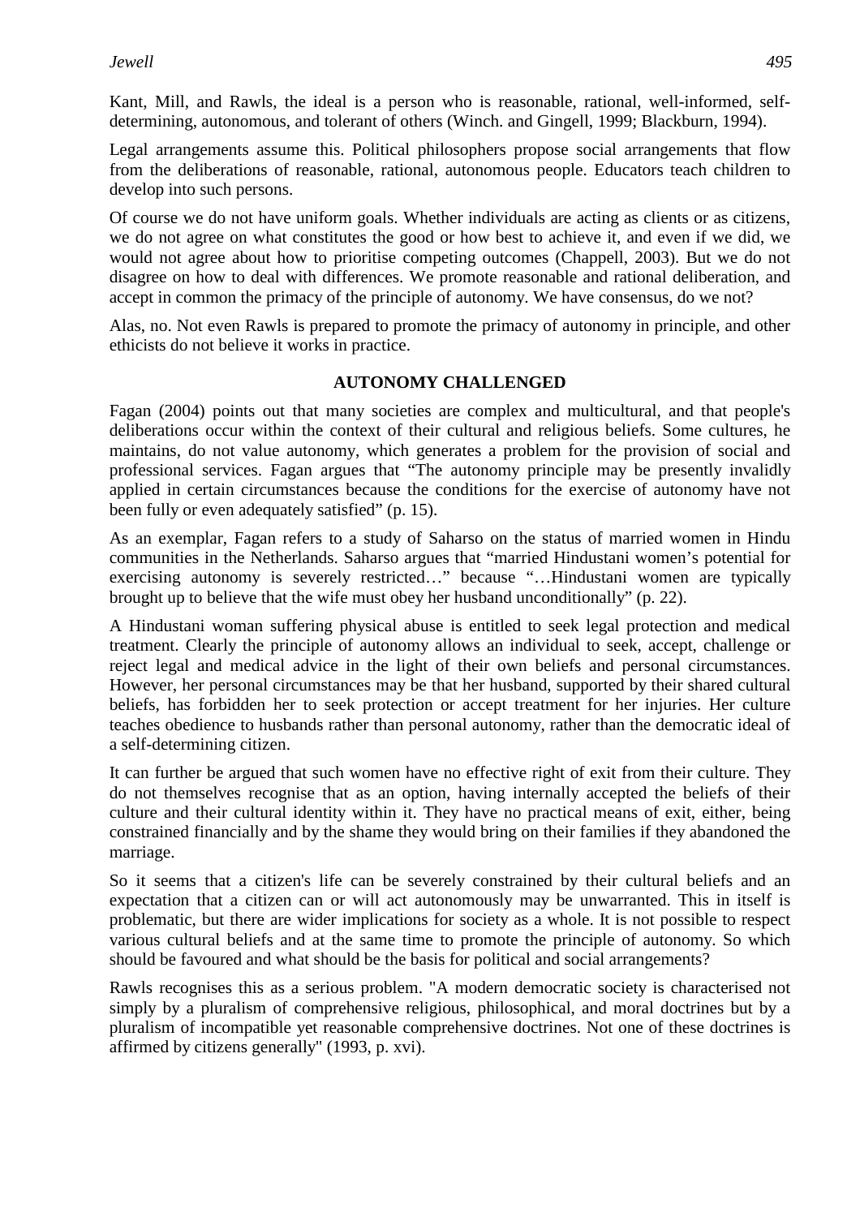Kant, Mill, and Rawls, the ideal is a person who is reasonable, rational, well-informed, self-determining, autonomous, and tolerant of others (Winch. and Gingell, 1999; Blackburn, 1994).

Legal arrangements assume this. Political philosophers propose social arrangements that flow from the deliberations of reasonable, rational, autonomous people. Educators teach children to develop into such persons.

Of course we do not have uniform goals. Whether individuals are acting as clients or as citizens, we do not agree on what constitutes the good or how best to achieve it, and even if we did, we would not agree about how to prioritise competing outcomes (Chappell, 2003). But we do not disagree on how to deal with differences. We promote reasonable and rational deliberation, and accept in common the primacy of the principle of autonomy. We have consensus, do we not?

Alas, no. Not even Rawls is prepared to promote the primacy of autonomy in principle, and other ethicists do not believe it works in practice.

## AUTONOMY CHALLENGED

Fagan (2004) points out that many societies are complex and multicultural, and that people's deliberations occur within the context of their cultural and religious beliefs. Some cultures, he maintains, do not value autonomy, which generates a problem for the provision of social and professional services. Fagan argues that "The autonomy principle may be presently invalidly applied in certain circumstances because the conditions for the exercise of autonomy have not been fully or even adequately satisfied" (p. 15).

As an exemplar, Fagan refers to a study of Saharso on the status of married women in Hindu communities in the Netherlands. Saharso argues that "married Hindustani women's potential for exercising autonomy is severely restricted…" because "…Hindustani women are typically brought up to believe that the wife must obey her husband unconditionally" (p. 22).

A Hindustani woman suffering physical abuse is entitled to seek legal protection and medical treatment. Clearly the principle of autonomy allows an individual to seek, accept, challenge or reject legal and medical advice in the light of their own beliefs and personal circumstances. However, her personal circumstances may be that her husband, supported by their shared cultural beliefs, has forbidden her to seek protection or accept treatment for her injuries. Her culture teaches obedience to husbands rather than personal autonomy, rather than the democratic ideal of a self-determining citizen.

It can further be argued that such women have no effective right of exit from their culture. They do not themselves recognise that as an option, having internally accepted the beliefs of their culture and their cultural identity within it. They have no practical means of exit, either, being constrained financially and by the shame they would bring on their families if they abandoned the marriage.

So it seems that a citizen's life can be severely constrained by their cultural beliefs and an expectation that a citizen can or will act autonomously may be unwarranted. This in itself is problematic, but there are wider implications for society as a whole. It is not possible to respect various cultural beliefs and at the same time to promote the principle of autonomy. So which should be favoured and what should be the basis for political and social arrangements?

Rawls recognises this as a serious problem. "A modern democratic society is characterised not simply by a pluralism of comprehensive religious, philosophical, and moral doctrines but by a pluralism of incompatible yet reasonable comprehensive doctrines. Not one of these doctrines is affirmed by citizens generally" (1993, p. xvi).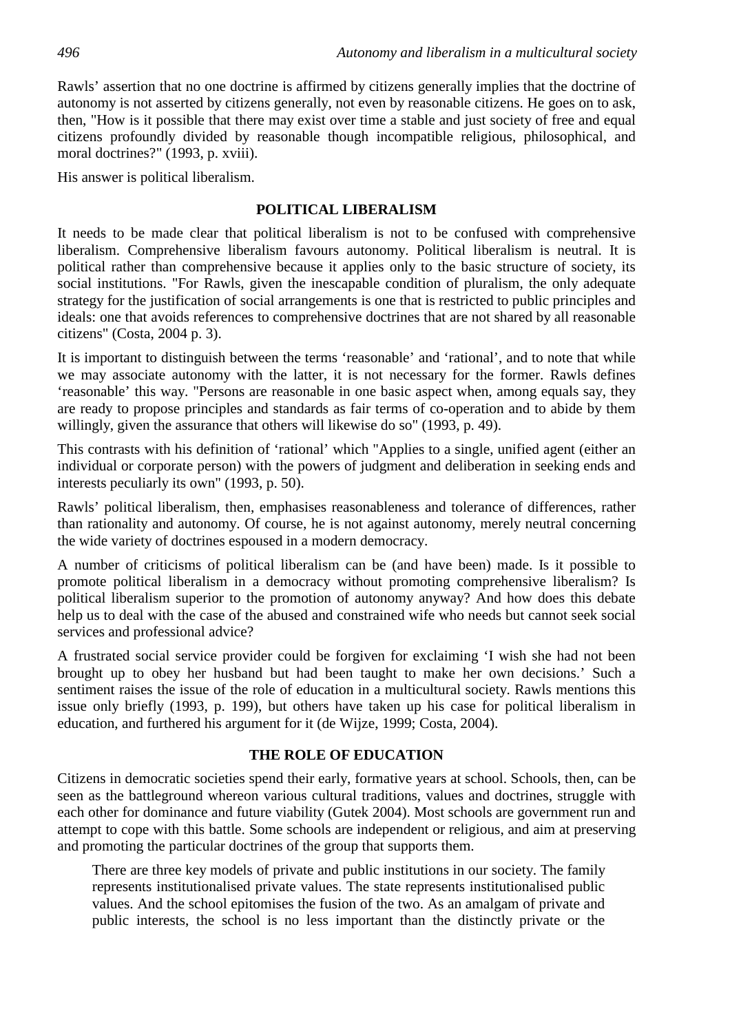Rawls' assertion that no one doctrine is affirmed by citizens generally implies that the doctrine of autonomy is not asserted by citizens generally, not even by reasonable citizens. He goes on to ask, then, "How is it possible that there may exist over time a stable and just society of free and equal citizens profoundly divided by reasonable though incompatible religious, philosophical, and moral doctrines?" (1993, p. xviii).

His answer is political liberalism.

## POLITICAL LIBERALISM

It needs to be made clear that political liberalism is not to be confused with comprehensive liberalism. Comprehensive liberalism favours autonomy. Political liberalism is neutral. It is political rather than comprehensive because it applies only to the basic structure of society, its social institutions. "For Rawls, given the inescapable condition of pluralism, the only adequate strategy for the justification of social arrangements is one that is restricted to public principles and ideals: one that avoids references to comprehensive doctrines that are not shared by all reasonable citizens" (Costa, 2004 p. 3).

It is important to distinguish between the terms 'reasonable' and 'rational', and to note that while we may associate autonomy with the latter, it is not necessary for the former. Rawls defines 'reasonable' this way. "Persons are reasonable in one basic aspect when, among equals say, they are ready to propose principles and standards as fair terms of co-operation and to abide by them willingly, given the assurance that others will likewise do so" (1993, p. 49).

This contrasts with his definition of 'rational' which "Applies to a single, unified agent (either an individual or corporate person) with the powers of judgment and deliberation in seeking ends and interests peculiarly its own" (1993, p. 50).

Rawls' political liberalism, then, emphasises reasonableness and tolerance of differences, rather than rationality and autonomy. Of course, he is not against autonomy, merely neutral concerning the wide variety of doctrines espoused in a modern democracy.

A number of criticisms of political liberalism can be (and have been) made. Is it possible to promote political liberalism in a democracy without promoting comprehensive liberalism? Is political liberalism superior to the promotion of autonomy anyway? And how does this debate help us to deal with the case of the abused and constrained wife who needs but cannot seek social services and professional advice?

A frustrated social service provider could be forgiven for exclaiming 'I wish she had not been brought up to obey her husband but had been taught to make her own decisions.' Such a sentiment raises the issue of the role of education in a multicultural society. Rawls mentions this issue only briefly (1993, p. 199), but others have taken up his case for political liberalism in education, and furthered his argument for it (de Wijze, 1999; Costa, 2004).

## THE ROLE OF EDUCATION

Citizens in democratic societies spend their early, formative years at school. Schools, then, can be seen as the battleground whereon various cultural traditions, values and doctrines, struggle with each other for dominance and future viability (Gutek 2004). Most schools are government run and attempt to cope with this battle. Some schools are independent or religious, and aim at preserving and promoting the particular doctrines of the group that supports them.

> There are three key models of private and public institutions in our society. The family represents institutionalised private values. The state represents institutionalised public values. And the school epitomises the fusion of the two. As an amalgam of private and public interests, the school is no less important than the distinctly private or the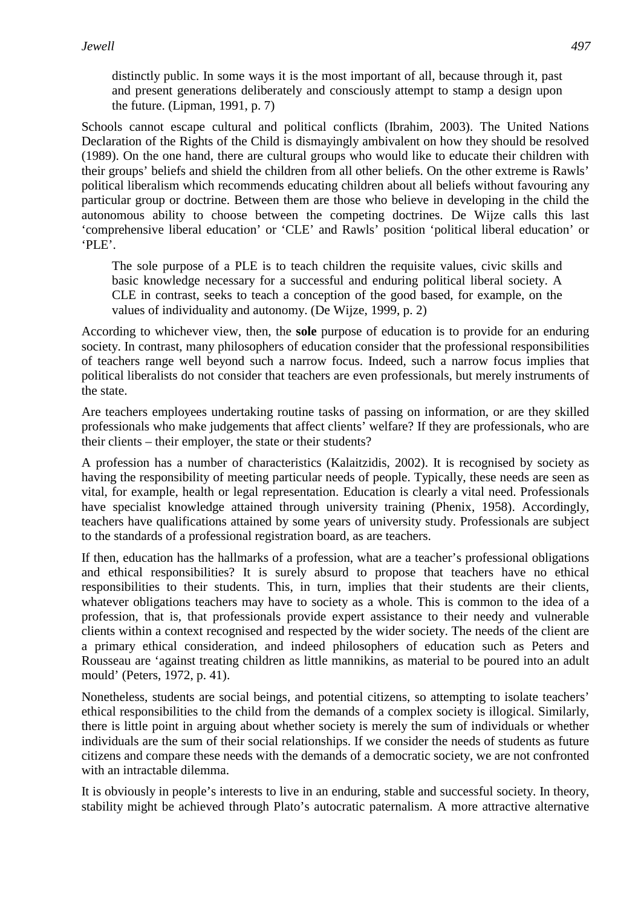> distinctly public. In some ways it is the most important of all, because through it, past and present generations deliberately and consciously attempt to stamp a design upon the future. (Lipman, 1991, p. 7)

Schools cannot escape cultural and political conflicts (Ibrahim, 2003). The United Nations Declaration of the Rights of the Child is dismayingly ambivalent on how they should be resolved (1989). On the one hand, there are cultural groups who would like to educate their children with their groups' beliefs and shield the children from all other beliefs. On the other extreme is Rawls' political liberalism which recommends educating children about all beliefs without favouring any particular group or doctrine. Between them are those who believe in developing in the child the autonomous ability to choose between the competing doctrines. De Wijze calls this last 'comprehensive liberal education' or 'CLE' and Rawls' position 'political liberal education' or 'PLE'.

> The sole purpose of a PLE is to teach children the requisite values, civic skills and basic knowledge necessary for a successful and enduring political liberal society. A CLE in contrast, seeks to teach a conception of the good based, for example, on the values of individuality and autonomy. (De Wijze, 1999, p. 2)

According to whichever view, then, the **sole** purpose of education is to provide for an enduring society. In contrast, many philosophers of education consider that the professional responsibilities of teachers range well beyond such a narrow focus. Indeed, such a narrow focus implies that political liberalists do not consider that teachers are even professionals, but merely instruments of the state.

Are teachers employees undertaking routine tasks of passing on information, or are they skilled professionals who make judgements that affect clients' welfare? If they are professionals, who are their clients – their employer, the state or their students?

A profession has a number of characteristics (Kalaitzidis, 2002). It is recognised by society as having the responsibility of meeting particular needs of people. Typically, these needs are seen as vital, for example, health or legal representation. Education is clearly a vital need. Professionals have specialist knowledge attained through university training (Phenix, 1958). Accordingly, teachers have qualifications attained by some years of university study. Professionals are subject to the standards of a professional registration board, as are teachers.

If then, education has the hallmarks of a profession, what are a teacher's professional obligations and ethical responsibilities? It is surely absurd to propose that teachers have no ethical responsibilities to their students. This, in turn, implies that their students are their clients, whatever obligations teachers may have to society as a whole. This is common to the idea of a profession, that is, that professionals provide expert assistance to their needy and vulnerable clients within a context recognised and respected by the wider society. The needs of the client are a primary ethical consideration, and indeed philosophers of education such as Peters and Rousseau are 'against treating children as little mannikins, as material to be poured into an adult mould' (Peters, 1972, p. 41).

Nonetheless, students are social beings, and potential citizens, so attempting to isolate teachers' ethical responsibilities to the child from the demands of a complex society is illogical. Similarly, there is little point in arguing about whether society is merely the sum of individuals or whether individuals are the sum of their social relationships. If we consider the needs of students as future citizens and compare these needs with the demands of a democratic society, we are not confronted with an intractable dilemma.

It is obviously in people's interests to live in an enduring, stable and successful society. In theory, stability might be achieved through Plato's autocratic paternalism. A more attractive alternative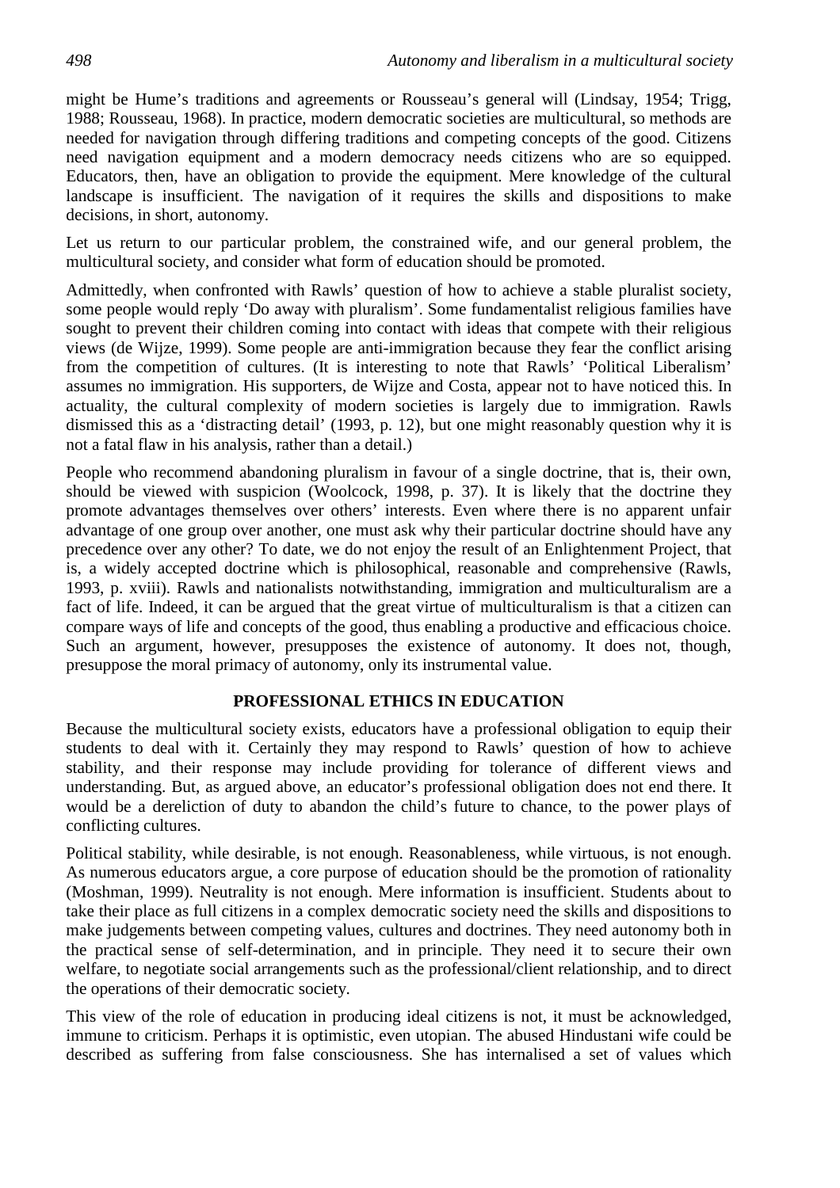might be Hume's traditions and agreements or Rousseau's general will (Lindsay, 1954; Trigg, 1988; Rousseau, 1968). In practice, modern democratic societies are multicultural, so methods are needed for navigation through differing traditions and competing concepts of the good. Citizens need navigation equipment and a modern democracy needs citizens who are so equipped. Educators, then, have an obligation to provide the equipment. Mere knowledge of the cultural landscape is insufficient. The navigation of it requires the skills and dispositions to make decisions, in short, autonomy.

Let us return to our particular problem, the constrained wife, and our general problem, the multicultural society, and consider what form of education should be promoted.

Admittedly, when confronted with Rawls' question of how to achieve a stable pluralist society, some people would reply 'Do away with pluralism'. Some fundamentalist religious families have sought to prevent their children coming into contact with ideas that compete with their religious views (de Wijze, 1999). Some people are anti-immigration because they fear the conflict arising from the competition of cultures. (It is interesting to note that Rawls' 'Political Liberalism' assumes no immigration. His supporters, de Wijze and Costa, appear not to have noticed this. In actuality, the cultural complexity of modern societies is largely due to immigration. Rawls dismissed this as a 'distracting detail' (1993, p. 12), but one might reasonably question why it is not a fatal flaw in his analysis, rather than a detail.)

People who recommend abandoning pluralism in favour of a single doctrine, that is, their own, should be viewed with suspicion (Woolcock, 1998, p. 37). It is likely that the doctrine they promote advantages themselves over others' interests. Even where there is no apparent unfair advantage of one group over another, one must ask why their particular doctrine should have any precedence over any other? To date, we do not enjoy the result of an Enlightenment Project, that is, a widely accepted doctrine which is philosophical, reasonable and comprehensive (Rawls, 1993, p. xviii). Rawls and nationalists notwithstanding, immigration and multiculturalism are a fact of life. Indeed, it can be argued that the great virtue of multiculturalism is that a citizen can compare ways of life and concepts of the good, thus enabling a productive and efficacious choice. Such an argument, however, presupposes the existence of autonomy. It does not, though, presuppose the moral primacy of autonomy, only its instrumental value.

## PROFESSIONAL ETHICS IN EDUCATION

Because the multicultural society exists, educators have a professional obligation to equip their students to deal with it. Certainly they may respond to Rawls' question of how to achieve stability, and their response may include providing for tolerance of different views and understanding. But, as argued above, an educator's professional obligation does not end there. It would be a dereliction of duty to abandon the child's future to chance, to the power plays of conflicting cultures.

Political stability, while desirable, is not enough. Reasonableness, while virtuous, is not enough. As numerous educators argue, a core purpose of education should be the promotion of rationality (Moshman, 1999). Neutrality is not enough. Mere information is insufficient. Students about to take their place as full citizens in a complex democratic society need the skills and dispositions to make judgements between competing values, cultures and doctrines. They need autonomy both in the practical sense of self-determination, and in principle. They need it to secure their own welfare, to negotiate social arrangements such as the professional/client relationship, and to direct the operations of their democratic society.

This view of the role of education in producing ideal citizens is not, it must be acknowledged, immune to criticism. Perhaps it is optimistic, even utopian. The abused Hindustani wife could be described as suffering from false consciousness. She has internalised a set of values which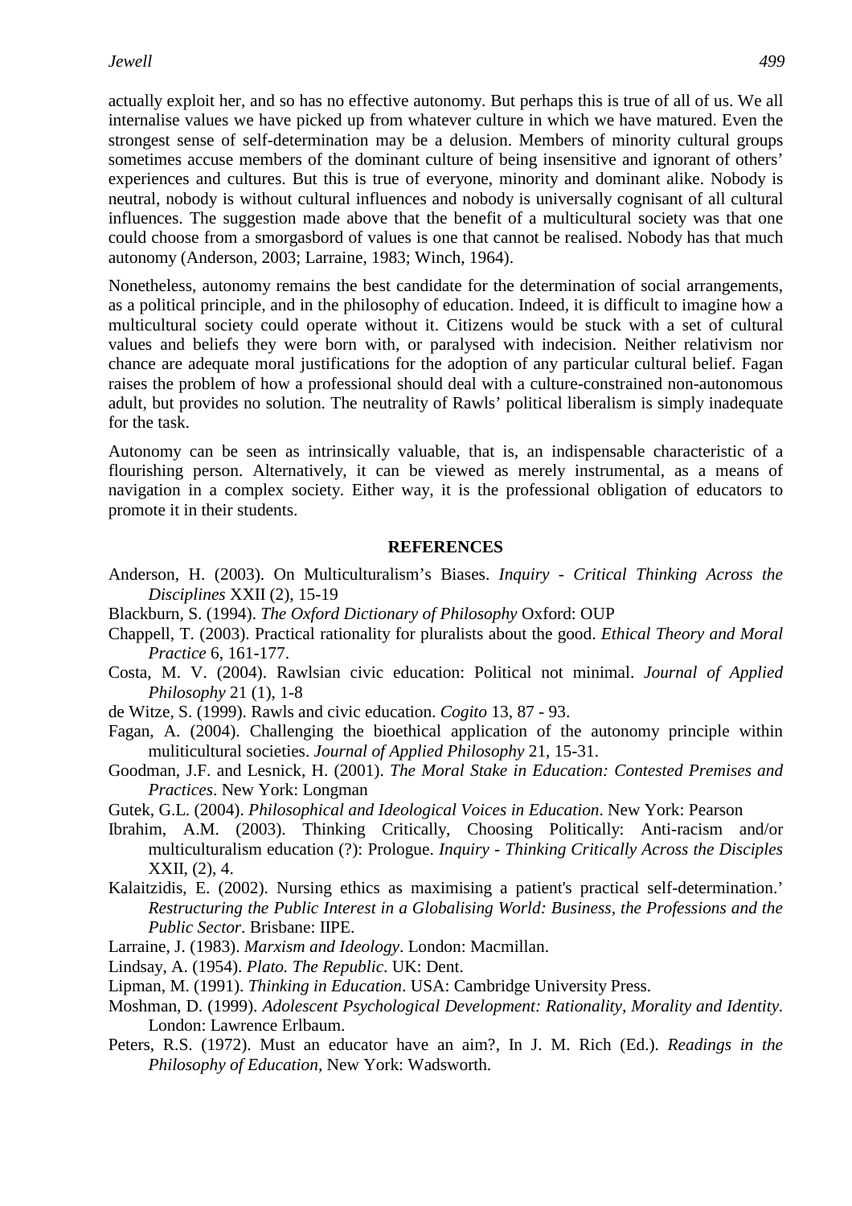actually exploit her, and so has no effective autonomy. But perhaps this is true of all of us. We all internalise values we have picked up from whatever culture in which we have matured. Even the strongest sense of self-determination may be a delusion. Members of minority cultural groups sometimes accuse members of the dominant culture of being insensitive and ignorant of others' experiences and cultures. But this is true of everyone, minority and dominant alike. Nobody is neutral, nobody is without cultural influences and nobody is universally cognisant of all cultural influences. The suggestion made above that the benefit of a multicultural society was that one could choose from a smorgasbord of values is one that cannot be realised. Nobody has that much autonomy (Anderson, 2003; Larraine, 1983; Winch, 1964).

Nonetheless, autonomy remains the best candidate for the determination of social arrangements, as a political principle, and in the philosophy of education. Indeed, it is difficult to imagine how a multicultural society could operate without it. Citizens would be stuck with a set of cultural values and beliefs they were born with, or paralysed with indecision. Neither relativism nor chance are adequate moral justifications for the adoption of any particular cultural belief. Fagan raises the problem of how a professional should deal with a culture-constrained non-autonomous adult, but provides no solution. The neutrality of Rawls' political liberalism is simply inadequate for the task.

Autonomy can be seen as intrinsically valuable, that is, an indispensable characteristic of a flourishing person. Alternatively, it can be viewed as merely instrumental, as a means of navigation in a complex society. Either way, it is the professional obligation of educators to promote it in their students.

## REFERENCES

Anderson, H. (2003). On Multiculturalism's Biases. *Inquiry - Critical Thinking Across the Disciplines* XXII (2), 15-19

Blackburn, S. (1994). *The Oxford Dictionary of Philosophy* Oxford: OUP

Chappell, T. (2003). Practical rationality for pluralists about the good. *Ethical Theory and Moral Practice* 6, 161-177.

Costa, M. V. (2004). Rawlsian civic education: Political not minimal. *Journal of Applied Philosophy* 21 (1), 1-8

de Witze, S. (1999). Rawls and civic education. *Cogito* 13, 87 - 93.

Fagan, A. (2004). Challenging the bioethical application of the autonomy principle within mulitcultural societies. *Journal of Applied Philosophy* 21, 15-31.

Goodman, J.F. and Lesnick, H. (2001). *The Moral Stake in Education: Contested Premises and Practices*. New York: Longman

Gutek, G.L. (2004). *Philosophical and Ideological Voices in Education*. New York: Pearson

Ibrahim, A.M. (2003). Thinking Critically, Choosing Politically: Anti-racism and/or multiculturalism education (?): Prologue. *Inquiry - Thinking Critically Across the Disciples* XXII, (2), 4.

Kalaitzidis, E. (2002). Nursing ethics as maximising a patient's practical self-determination.' *Restructuring the Public Interest in a Globalising World: Business, the Professions and the Public Sector*. Brisbane: IIPE.

Larraine, J. (1983). *Marxism and Ideology*. London: Macmillan.

Lindsay, A. (1954). *Plato. The Republic*. UK: Dent.

Lipman, M. (1991). *Thinking in Education*. USA: Cambridge University Press.

Moshman, D. (1999). *Adolescent Psychological Development: Rationality, Morality and Identity*. London: Lawrence Erlbaum.

Peters, R.S. (1972). Must an educator have an aim?, In J. M. Rich (Ed.). *Readings in the Philosophy of Education,* New York: Wadsworth.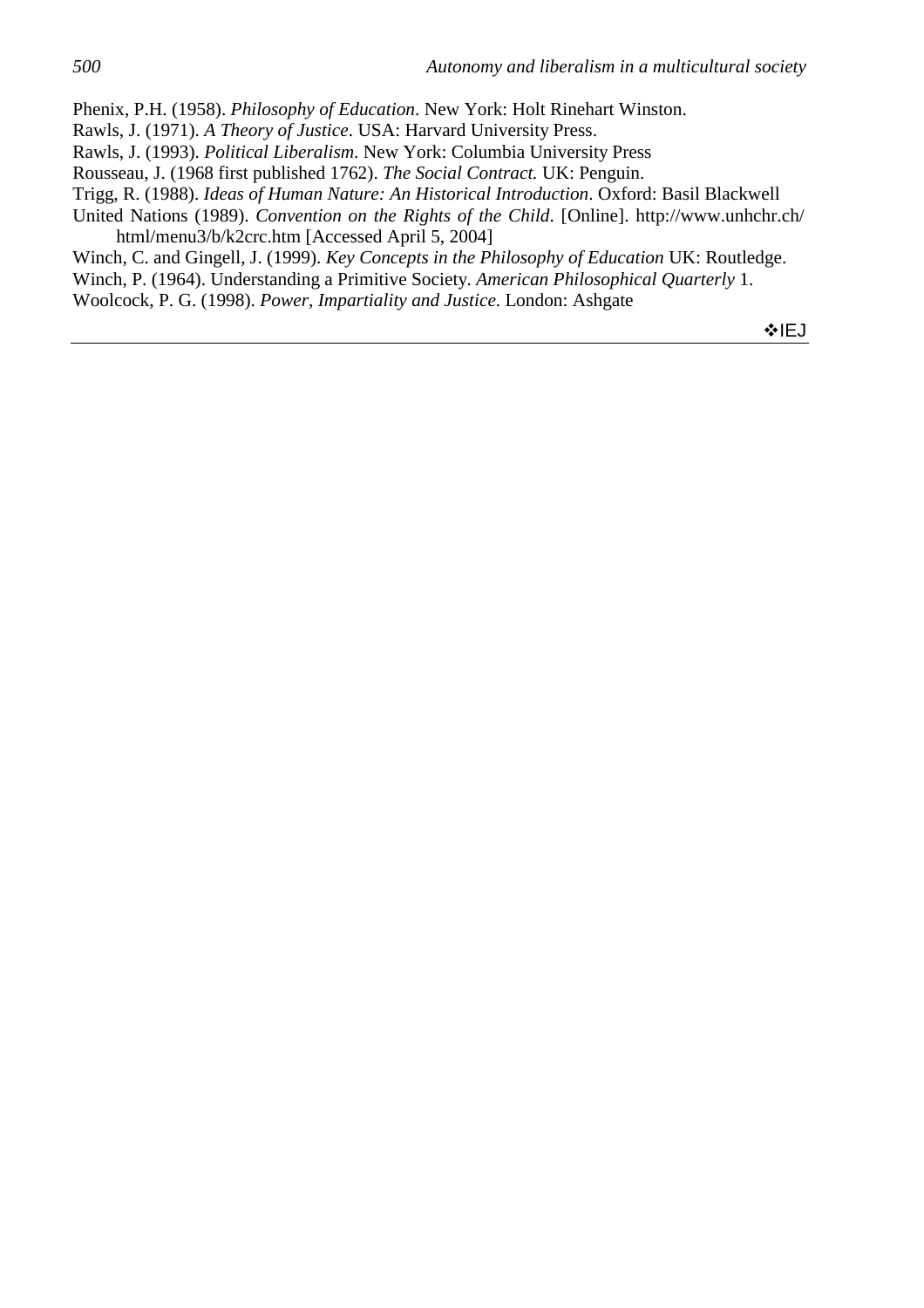Phenix, P.H. (1958). *Philosophy of Education*. New York: Holt Rinehart Winston.

Rawls, J. (1971). *A Theory of Justice*. USA: Harvard University Press.

Rawls, J. (1993). *Political Liberalism*. New York: Columbia University Press

Rousseau, J. (1968 first published 1762). *The Social Contract.* UK: Penguin.

Trigg, R. (1988). *Ideas of Human Nature: An Historical Introduction*. Oxford: Basil Blackwell

United Nations (1989). *Convention on the Rights of the Child*. [Online]. http://www.unhchr.ch/html/menu3/b/k2crc.htm [Accessed April 5, 2004]

Winch, C. and Gingell, J. (1999). *Key Concepts in the Philosophy of Education* UK: Routledge.

Winch, P. (1964). Understanding a Primitive Society. *American Philosophical Quarterly* 1.

Woolcock, P. G. (1998). *Power, Impartiality and Justice*. London: Ashgate

❖IEJ